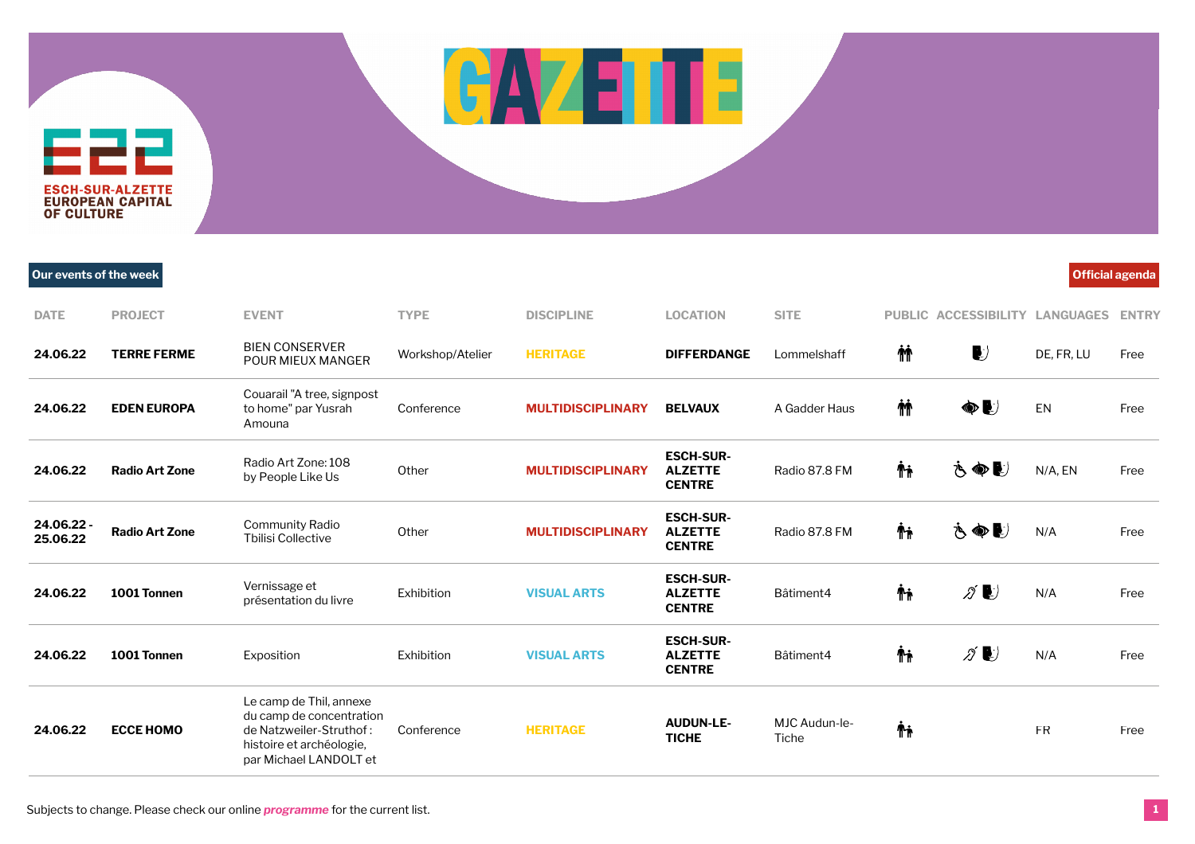# GAZETTE

ESCH-SUR-ALZETTE EUROPEAN CAPITAL OF CULTURE

**Our events of the week**

**Official agenda**

| DATE | PROJECT | EVENT | TYPE | DISCIPLINE | LOCATION | SITE | PUBLIC | ACCESSIBILITY | LANGUAGES | ENTRY |
|---|---|---|---|---|---|---|---|---|---|---|
| **24.06.22** | **TERRE FERME** | BIEN CONSERVER POUR MIEUX MANGER | Workshop/Atelier | **HERITAGE** | **DIFFERDANGE** | Lommelshaff | | | DE, FR, LU | Free |
| **24.06.22** | **EDEN EUROPA** | Couarail "A tree, signpost to home" par Yusrah Amouna | Conference | **MULTIDISCIPLINARY** | **BELVAUX** | A Gadder Haus | | | EN | Free |
| **24.06.22** | **Radio Art Zone** | Radio Art Zone: 108 by People Like Us | Other | **MULTIDISCIPLINARY** | **ESCH-SUR-ALZETTE CENTRE** | Radio 87.8 FM | | | N/A, EN | Free |
| **24.06.22 - 25.06.22** | **Radio Art Zone** | Community Radio Tbilisi Collective | Other | **MULTIDISCIPLINARY** | **ESCH-SUR-ALZETTE CENTRE** | Radio 87.8 FM | | | N/A | Free |
| **24.06.22** | **1001 Tonnen** | Vernissage et présentation du livre | Exhibition | **VISUAL ARTS** | **ESCH-SUR-ALZETTE CENTRE** | Bâtiment4 | | | N/A | Free |
| **24.06.22** | **1001 Tonnen** | Exposition | Exhibition | **VISUAL ARTS** | **ESCH-SUR-ALZETTE CENTRE** | Bâtiment4 | | | N/A | Free |
| **24.06.22** | **ECCE HOMO** | Le camp de Thil, annexe du camp de concentration de Natzweiler-Struthof : histoire et archéologie, par Michael LANDOLT et | Conference | **HERITAGE** | **AUDUN-LE-TICHE** | MJC Audun-le-Tiche | | | FR | Free |

Subjects to change. Please check our online ***programme*** for the current list.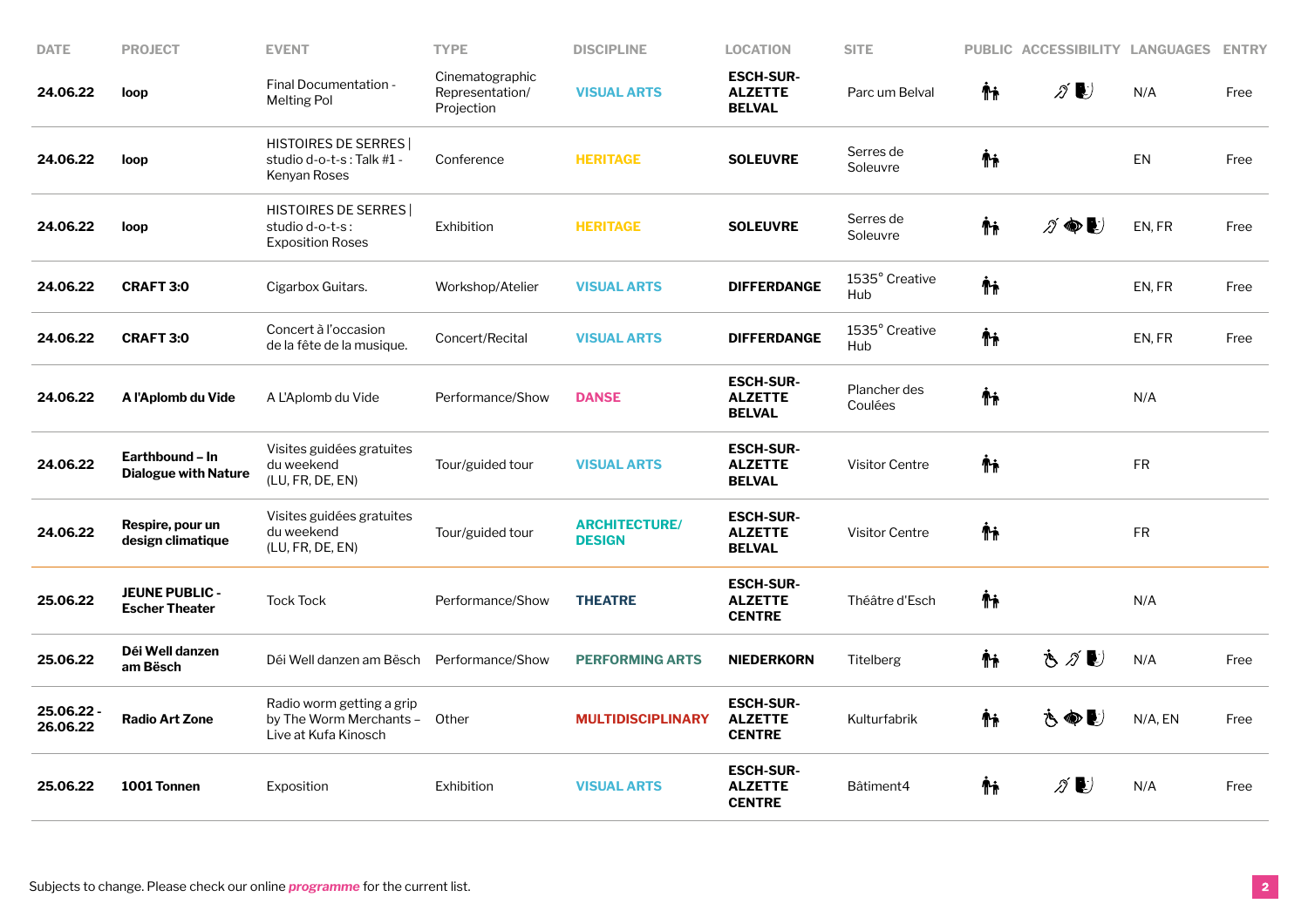| DATE | PROJECT | EVENT | TYPE | DISCIPLINE | LOCATION | SITE | PUBLIC | ACCESSIBILITY | LANGUAGES | ENTRY |
|---|---|---|---|---|---|---|---|---|---|---|
| **24.06.22** | **loop** | Final Documentation - Melting Pol | Cinematographic Representation/ Projection | **VISUAL ARTS** | **ESCH-SUR-ALZETTE BELVAL** | Parc um Belval | | | N/A | Free |
| **24.06.22** | **loop** | HISTOIRES DE SERRES \| studio d-o-t-s : Talk #1 - Kenyan Roses | Conference | **HERITAGE** | **SOLEUVRE** | Serres de Soleuvre | | | EN | Free |
| **24.06.22** | **loop** | HISTOIRES DE SERRES \| studio d-o-t-s : Exposition Roses | Exhibition | **HERITAGE** | **SOLEUVRE** | Serres de Soleuvre | | | EN, FR | Free |
| **24.06.22** | **CRAFT 3:0** | Cigarbox Guitars. | Workshop/Atelier | **VISUAL ARTS** | **DIFFERDANGE** | 1535° Creative Hub | | | EN, FR | Free |
| **24.06.22** | **CRAFT 3:0** | Concert à l'occasion de la fête de la musique. | Concert/Recital | **VISUAL ARTS** | **DIFFERDANGE** | 1535° Creative Hub | | | EN, FR | Free |
| **24.06.22** | **A l'Aplomb du Vide** | A L'Aplomb du Vide | Performance/Show | **DANSE** | **ESCH-SUR-ALZETTE BELVAL** | Plancher des Coulées | | | N/A | |
| **24.06.22** | **Earthbound – In Dialogue with Nature** | Visites guidées gratuites du weekend (LU, FR, DE, EN) | Tour/guided tour | **VISUAL ARTS** | **ESCH-SUR-ALZETTE BELVAL** | Visitor Centre | | | FR | |
| **24.06.22** | **Respire, pour un design climatique** | Visites guidées gratuites du weekend (LU, FR, DE, EN) | Tour/guided tour | **ARCHITECTURE/ DESIGN** | **ESCH-SUR-ALZETTE BELVAL** | Visitor Centre | | | FR | |
| **25.06.22** | **JEUNE PUBLIC - Escher Theater** | Tock Tock | Performance/Show | **THEATRE** | **ESCH-SUR-ALZETTE CENTRE** | Théâtre d'Esch | | | N/A | |
| **25.06.22** | **Déi Well danzen am Bësch** | Déi Well danzen am Bësch | Performance/Show | **PERFORMING ARTS** | **NIEDERKORN** | Titelberg | | | N/A | Free |
| **25.06.22 - 26.06.22** | **Radio Art Zone** | Radio worm getting a grip by The Worm Merchants – Live at Kufa Kinosch | Other | **MULTIDISCIPLINARY** | **ESCH-SUR-ALZETTE CENTRE** | Kulturfabrik | | | N/A, EN | Free |
| **25.06.22** | **1001 Tonnen** | Exposition | Exhibition | **VISUAL ARTS** | **ESCH-SUR-ALZETTE CENTRE** | Bâtiment4 | | | N/A | Free |

Subjects to change. Please check our online ***programme*** for the current list.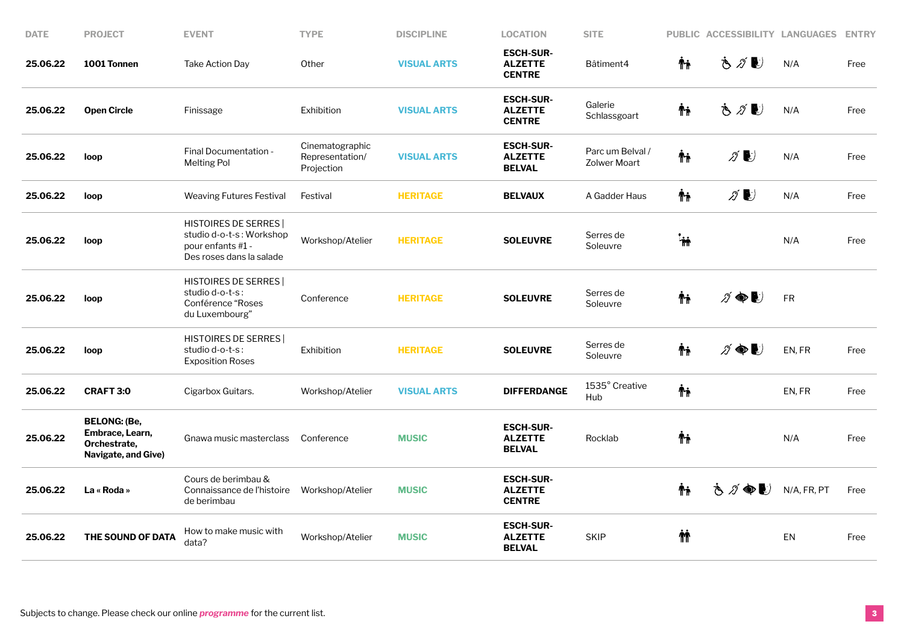| DATE | PROJECT | EVENT | TYPE | DISCIPLINE | LOCATION | SITE | PUBLIC | ACCESSIBILITY | LANGUAGES | ENTRY |
|---|---|---|---|---|---|---|---|---|---|---|
| **25.06.22** | **1001 Tonnen** | Take Action Day | Other | **VISUAL ARTS** | **ESCH-SUR-ALZETTE CENTRE** | Bâtiment4 | | | N/A | Free |
| **25.06.22** | **Open Circle** | Finissage | Exhibition | **VISUAL ARTS** | **ESCH-SUR-ALZETTE CENTRE** | Galerie Schlassgoart | | | N/A | Free |
| **25.06.22** | **loop** | Final Documentation - Melting Pol | Cinematographic Representation/ Projection | **VISUAL ARTS** | **ESCH-SUR-ALZETTE BELVAL** | Parc um Belval / Zolwer Moart | | | N/A | Free |
| **25.06.22** | **loop** | Weaving Futures Festival | Festival | **HERITAGE** | **BELVAUX** | A Gadder Haus | | | N/A | Free |
| **25.06.22** | **loop** | HISTOIRES DE SERRES \| studio d-o-t-s : Workshop pour enfants #1 - Des roses dans la salade | Workshop/Atelier | **HERITAGE** | **SOLEUVRE** | Serres de Soleuvre | | | N/A | Free |
| **25.06.22** | **loop** | HISTOIRES DE SERRES \| studio d-o-t-s : Conférence "Roses du Luxembourg" | Conference | **HERITAGE** | **SOLEUVRE** | Serres de Soleuvre | | | FR | |
| **25.06.22** | **loop** | HISTOIRES DE SERRES \| studio d-o-t-s : Exposition Roses | Exhibition | **HERITAGE** | **SOLEUVRE** | Serres de Soleuvre | | | EN, FR | Free |
| **25.06.22** | **CRAFT 3:0** | Cigarbox Guitars. | Workshop/Atelier | **VISUAL ARTS** | **DIFFERDANGE** | 1535° Creative Hub | | | EN, FR | Free |
| **25.06.22** | **BELONG: (Be, Embrace, Learn, Orchestrate, Navigate, and Give)** | Gnawa music masterclass | Conference | **MUSIC** | **ESCH-SUR-ALZETTE BELVAL** | Rocklab | | | N/A | Free |
| **25.06.22** | **La « Roda »** | Cours de berimbau & Connaissance de l'histoire de berimbau | Workshop/Atelier | **MUSIC** | **ESCH-SUR-ALZETTE CENTRE** | | | | N/A, FR, PT | Free |
| **25.06.22** | **THE SOUND OF DATA** | How to make music with data? | Workshop/Atelier | **MUSIC** | **ESCH-SUR-ALZETTE BELVAL** | SKIP | | | EN | Free |

Subjects to change. Please check our online ***programme*** for the current list.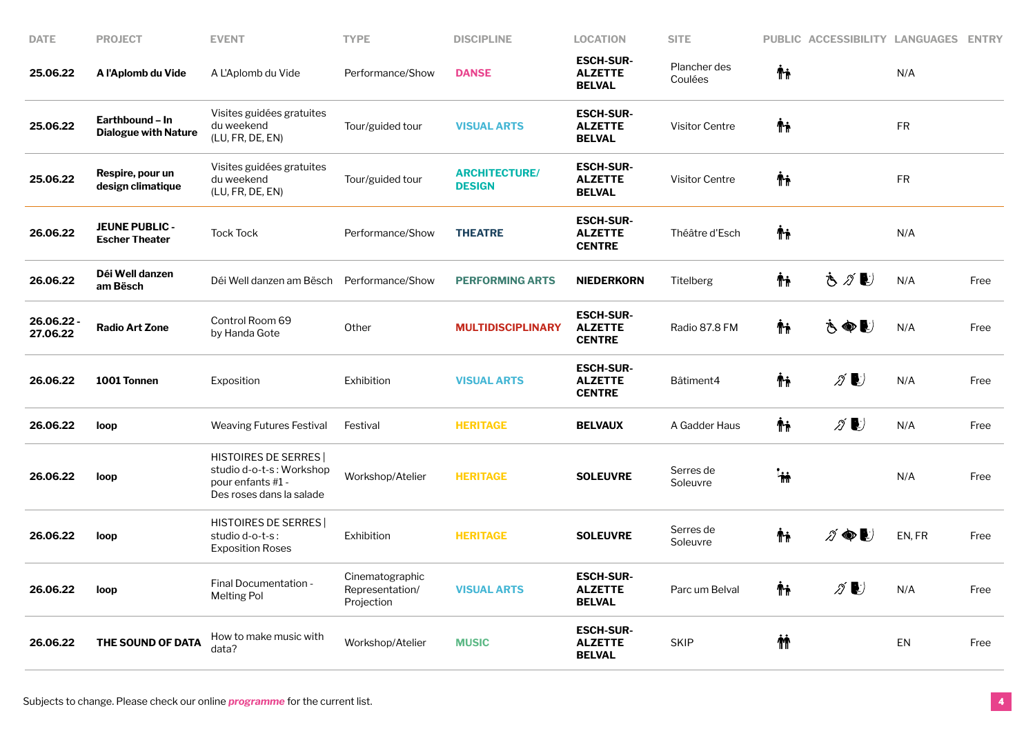| DATE | PROJECT | EVENT | TYPE | DISCIPLINE | LOCATION | SITE | PUBLIC | ACCESSIBILITY | LANGUAGES | ENTRY |
|---|---|---|---|---|---|---|---|---|---|---|
| **25.06.22** | **A l'Aplomb du Vide** | A L'Aplomb du Vide | Performance/Show | **DANSE** | **ESCH-SUR-ALZETTE BELVAL** | Plancher des Coulées | | | N/A | |
| **25.06.22** | **Earthbound – In Dialogue with Nature** | Visites guidées gratuites du weekend (LU, FR, DE, EN) | Tour/guided tour | **VISUAL ARTS** | **ESCH-SUR-ALZETTE BELVAL** | Visitor Centre | | | FR | |
| **25.06.22** | **Respire, pour un design climatique** | Visites guidées gratuites du weekend (LU, FR, DE, EN) | Tour/guided tour | **ARCHITECTURE/ DESIGN** | **ESCH-SUR-ALZETTE BELVAL** | Visitor Centre | | | FR | |
| **26.06.22** | **JEUNE PUBLIC - Escher Theater** | Tock Tock | Performance/Show | **THEATRE** | **ESCH-SUR-ALZETTE CENTRE** | Théâtre d'Esch | | | N/A | |
| **26.06.22** | **Déi Well danzen am Bësch** | Déi Well danzen am Bësch | Performance/Show | **PERFORMING ARTS** | **NIEDERKORN** | Titelberg | | | N/A | Free |
| **26.06.22 - 27.06.22** | **Radio Art Zone** | Control Room 69 by Handa Gote | Other | **MULTIDISCIPLINARY** | **ESCH-SUR-ALZETTE CENTRE** | Radio 87.8 FM | | | N/A | Free |
| **26.06.22** | **1001 Tonnen** | Exposition | Exhibition | **VISUAL ARTS** | **ESCH-SUR-ALZETTE CENTRE** | Bâtiment4 | | | N/A | Free |
| **26.06.22** | **loop** | Weaving Futures Festival | Festival | **HERITAGE** | **BELVAUX** | A Gadder Haus | | | N/A | Free |
| **26.06.22** | **loop** | HISTOIRES DE SERRES \| studio d-o-t-s : Workshop pour enfants #1 - Des roses dans la salade | Workshop/Atelier | **HERITAGE** | **SOLEUVRE** | Serres de Soleuvre | | | N/A | Free |
| **26.06.22** | **loop** | HISTOIRES DE SERRES \| studio d-o-t-s : Exposition Roses | Exhibition | **HERITAGE** | **SOLEUVRE** | Serres de Soleuvre | | | EN, FR | Free |
| **26.06.22** | **loop** | Final Documentation - Melting Pol | Cinematographic Representation/ Projection | **VISUAL ARTS** | **ESCH-SUR-ALZETTE BELVAL** | Parc um Belval | | | N/A | Free |
| **26.06.22** | **THE SOUND OF DATA** | How to make music with data? | Workshop/Atelier | **MUSIC** | **ESCH-SUR-ALZETTE BELVAL** | SKIP | | | EN | Free |

Subjects to change. Please check our online ***programme*** for the current list.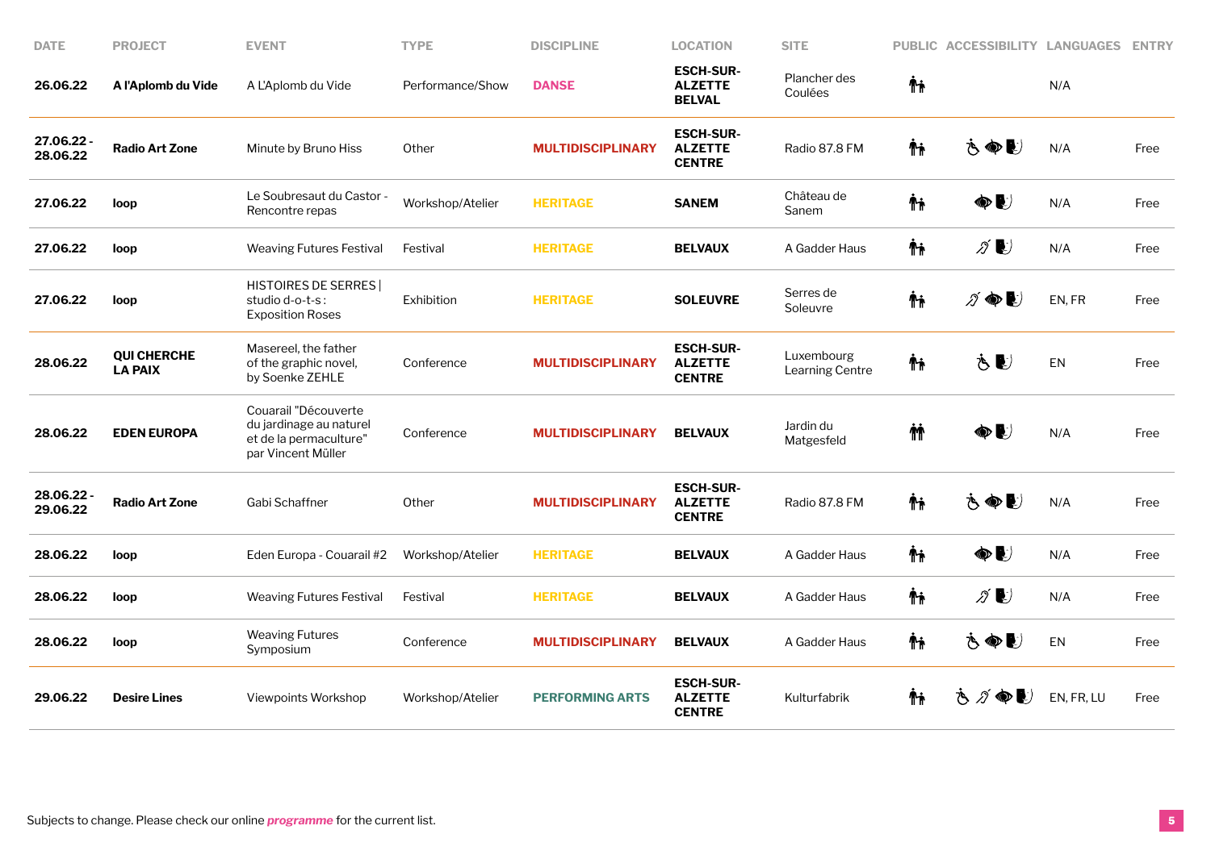| DATE | PROJECT | EVENT | TYPE | DISCIPLINE | LOCATION | SITE | PUBLIC | ACCESSIBILITY | LANGUAGES | ENTRY |
|---|---|---|---|---|---|---|---|---|---|---|
| **26.06.22** | **A l'Aplomb du Vide** | A L'Aplomb du Vide | Performance/Show | DANSE | **ESCH-SUR-ALZETTE BELVAL** | Plancher des Coulées | | | N/A | |
| **27.06.22 - 28.06.22** | **Radio Art Zone** | Minute by Bruno Hiss | Other | MULTIDISCIPLINARY | **ESCH-SUR-ALZETTE CENTRE** | Radio 87.8 FM | | | N/A | Free |
| **27.06.22** | **loop** | Le Soubresaut du Castor - Rencontre repas | Workshop/Atelier | HERITAGE | **SANEM** | Château de Sanem | | | N/A | Free |
| **27.06.22** | **loop** | Weaving Futures Festival | Festival | HERITAGE | **BELVAUX** | A Gadder Haus | | | N/A | Free |
| **27.06.22** | **loop** | HISTOIRES DE SERRES \| studio d-o-t-s : Exposition Roses | Exhibition | HERITAGE | **SOLEUVRE** | Serres de Soleuvre | | | EN, FR | Free |
| **28.06.22** | **QUI CHERCHE LA PAIX** | Masereel, the father of the graphic novel, by Soenke ZEHLE | Conference | MULTIDISCIPLINARY | **ESCH-SUR-ALZETTE CENTRE** | Luxembourg Learning Centre | | | EN | Free |
| **28.06.22** | **EDEN EUROPA** | Couarail "Découverte du jardinage au naturel et de la permaculture" par Vincent Müller | Conference | MULTIDISCIPLINARY | **BELVAUX** | Jardin du Matgesfeld | | | N/A | Free |
| **28.06.22 - 29.06.22** | **Radio Art Zone** | Gabi Schaffner | Other | MULTIDISCIPLINARY | **ESCH-SUR-ALZETTE CENTRE** | Radio 87.8 FM | | | N/A | Free |
| **28.06.22** | **loop** | Eden Europa - Couarail #2 | Workshop/Atelier | HERITAGE | **BELVAUX** | A Gadder Haus | | | N/A | Free |
| **28.06.22** | **loop** | Weaving Futures Festival | Festival | HERITAGE | **BELVAUX** | A Gadder Haus | | | N/A | Free |
| **28.06.22** | **loop** | Weaving Futures Symposium | Conference | MULTIDISCIPLINARY | **BELVAUX** | A Gadder Haus | | | EN | Free |
| **29.06.22** | **Desire Lines** | Viewpoints Workshop | Workshop/Atelier | PERFORMING ARTS | **ESCH-SUR-ALZETTE CENTRE** | Kulturfabrik | | | EN, FR, LU | Free |

Subjects to change. Please check our online ***programme*** for the current list.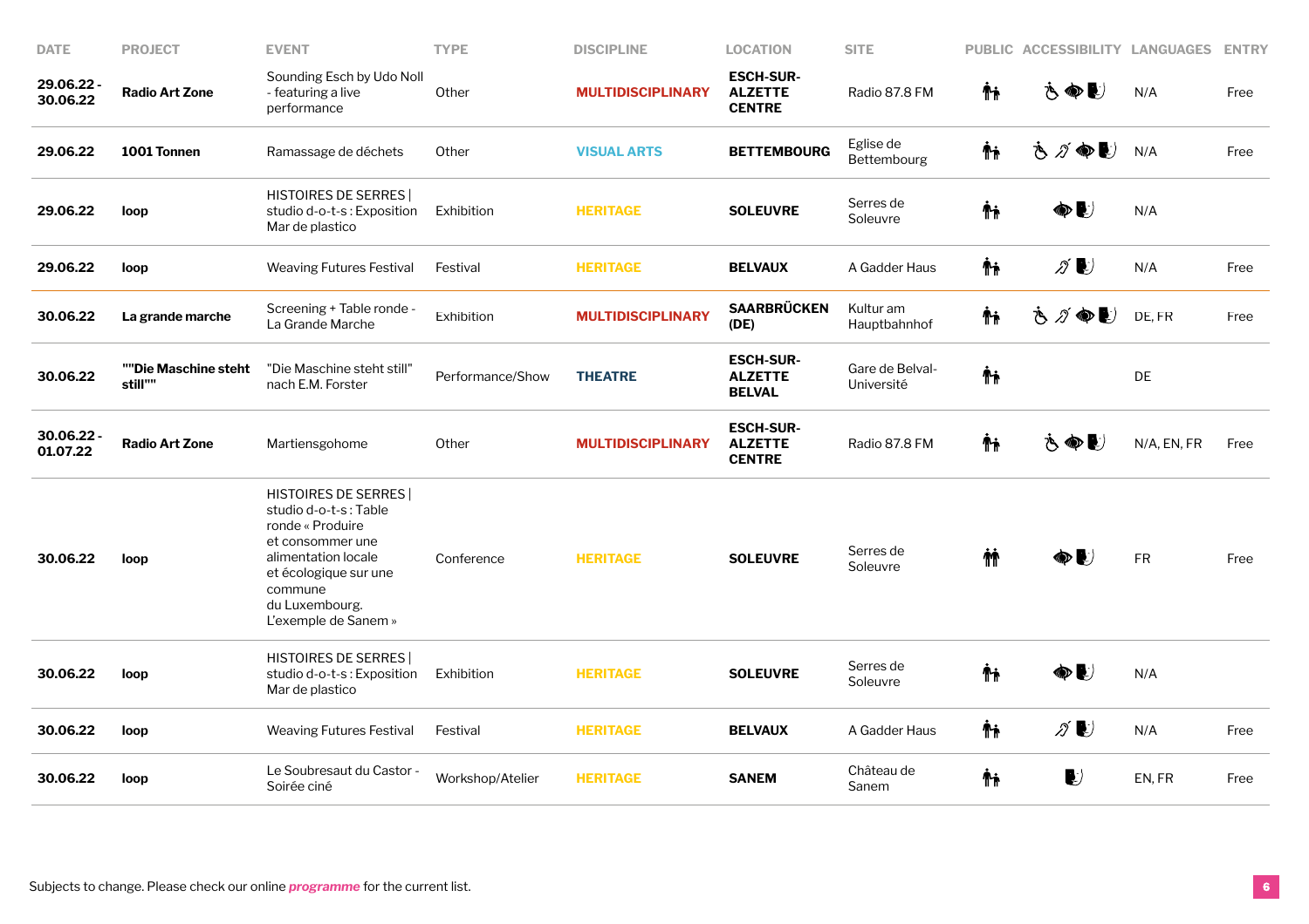| DATE | PROJECT | EVENT | TYPE | DISCIPLINE | LOCATION | SITE | PUBLIC | ACCESSIBILITY | LANGUAGES | ENTRY |
|---|---|---|---|---|---|---|---|---|---|---|
| 29.06.22 - 30.06.22 | **Radio Art Zone** | Sounding Esch by Udo Noll - featuring a live performance | Other | MULTIDISCIPLINARY | **ESCH-SUR-ALZETTE CENTRE** | Radio 87.8 FM | | | N/A | Free |
| 29.06.22 | **1001 Tonnen** | Ramassage de déchets | Other | VISUAL ARTS | **BETTEMBOURG** | Eglise de Bettembourg | | | N/A | Free |
| 29.06.22 | **loop** | HISTOIRES DE SERRES \| studio d-o-t-s : Exposition Mar de plastico | Exhibition | HERITAGE | **SOLEUVRE** | Serres de Soleuvre | | | N/A | |
| 29.06.22 | **loop** | Weaving Futures Festival | Festival | HERITAGE | **BELVAUX** | A Gadder Haus | | | N/A | Free |
| 30.06.22 | **La grande marche** | Screening + Table ronde - La Grande Marche | Exhibition | MULTIDISCIPLINARY | **SAARBRÜCKEN (DE)** | Kultur am Hauptbahnhof | | | DE, FR | Free |
| 30.06.22 | **""Die Maschine steht still""** | "Die Maschine steht still" nach E.M. Forster | Performance/Show | THEATRE | **ESCH-SUR-ALZETTE BELVAL** | Gare de Belval-Université | | | DE | |
| 30.06.22 - 01.07.22 | **Radio Art Zone** | Martiensgohome | Other | MULTIDISCIPLINARY | **ESCH-SUR-ALZETTE CENTRE** | Radio 87.8 FM | | | N/A, EN, FR | Free |
| 30.06.22 | **loop** | HISTOIRES DE SERRES \| studio d-o-t-s : Table ronde « Produire et consommer une alimentation locale et écologique sur une commune du Luxembourg. L'exemple de Sanem » | Conference | HERITAGE | **SOLEUVRE** | Serres de Soleuvre | | | FR | Free |
| 30.06.22 | **loop** | HISTOIRES DE SERRES \| studio d-o-t-s : Exposition Mar de plastico | Exhibition | HERITAGE | **SOLEUVRE** | Serres de Soleuvre | | | N/A | |
| 30.06.22 | **loop** | Weaving Futures Festival | Festival | HERITAGE | **BELVAUX** | A Gadder Haus | | | N/A | Free |
| 30.06.22 | **loop** | Le Soubresaut du Castor - Soirée ciné | Workshop/Atelier | HERITAGE | **SANEM** | Château de Sanem | | | EN, FR | Free |

Subjects to change. Please check our online ***programme*** for the current list.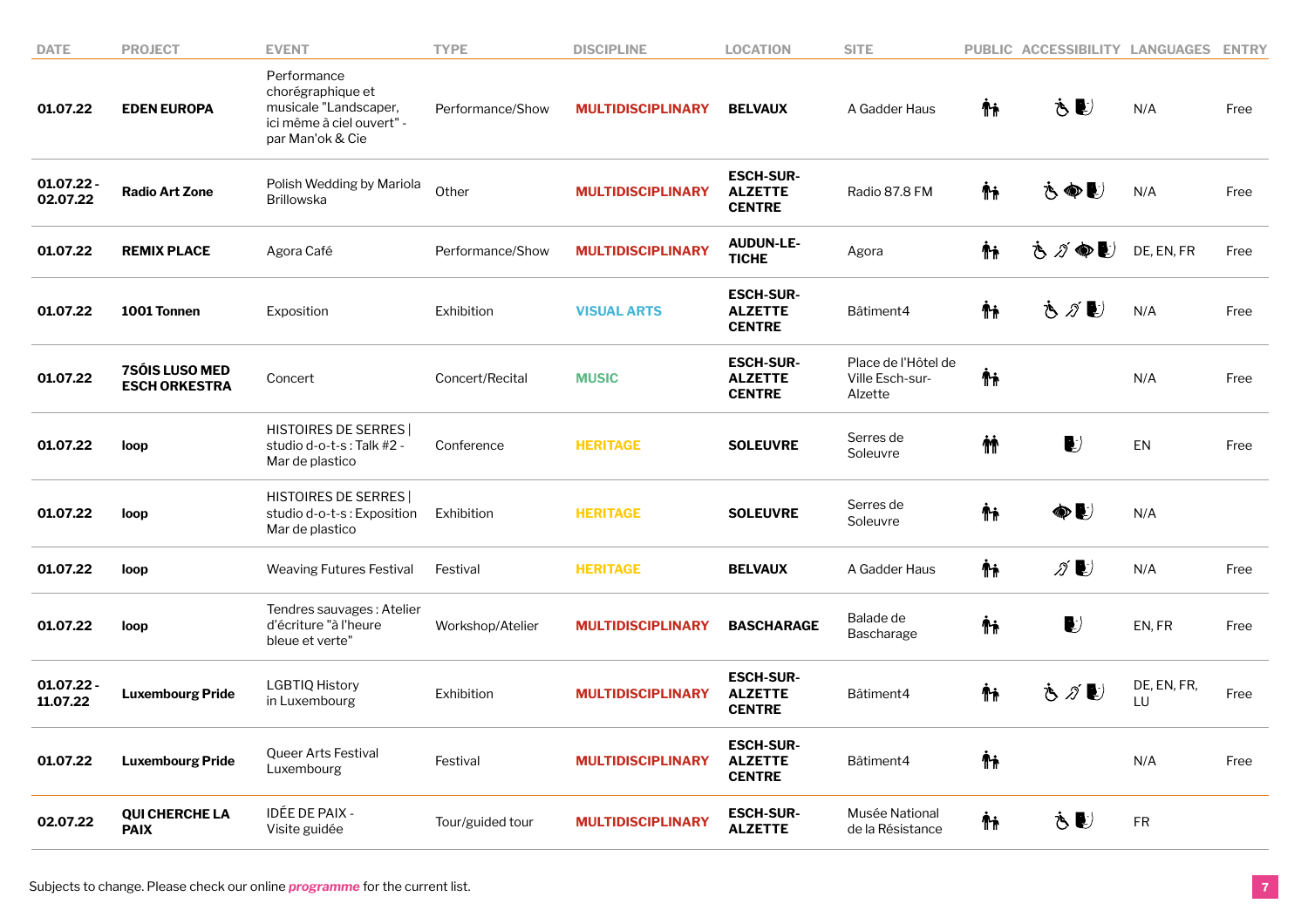| DATE | PROJECT | EVENT | TYPE | DISCIPLINE | LOCATION | SITE | PUBLIC | ACCESSIBILITY | LANGUAGES | ENTRY |
|---|---|---|---|---|---|---|---|---|---|---|
| 01.07.22 | **EDEN EUROPA** | Performance chorégraphique et musicale "Landscaper, ici même à ciel ouvert" - par Man'ok & Cie | Performance/Show | **MULTIDISCIPLINARY** | **BELVAUX** | A Gadder Haus | | | N/A | Free |
| 01.07.22 - 02.07.22 | **Radio Art Zone** | Polish Wedding by Mariola Brillowska | Other | **MULTIDISCIPLINARY** | **ESCH-SUR-ALZETTE CENTRE** | Radio 87.8 FM | | | N/A | Free |
| 01.07.22 | **REMIX PLACE** | Agora Café | Performance/Show | **MULTIDISCIPLINARY** | **AUDUN-LE-TICHE** | Agora | | | DE, EN, FR | Free |
| 01.07.22 | **1001 Tonnen** | Exposition | Exhibition | **VISUAL ARTS** | **ESCH-SUR-ALZETTE CENTRE** | Bâtiment4 | | | N/A | Free |
| 01.07.22 | **7SÓIS LUSO MED ESCH ORKESTRA** | Concert | Concert/Recital | **MUSIC** | **ESCH-SUR-ALZETTE CENTRE** | Place de l'Hôtel de Ville Esch-sur-Alzette | | | N/A | Free |
| 01.07.22 | **loop** | HISTOIRES DE SERRES \| studio d-o-t-s : Talk #2 - Mar de plastico | Conference | **HERITAGE** | **SOLEUVRE** | Serres de Soleuvre | | | EN | Free |
| 01.07.22 | **loop** | HISTOIRES DE SERRES \| studio d-o-t-s : Exposition Mar de plastico | Exhibition | **HERITAGE** | **SOLEUVRE** | Serres de Soleuvre | | | N/A | |
| 01.07.22 | **loop** | Weaving Futures Festival | Festival | **HERITAGE** | **BELVAUX** | A Gadder Haus | | | N/A | Free |
| 01.07.22 | **loop** | Tendres sauvages : Atelier d'écriture "à l'heure bleue et verte" | Workshop/Atelier | **MULTIDISCIPLINARY** | **BASCHARAGE** | Balade de Bascharage | | | EN, FR | Free |
| 01.07.22 - 11.07.22 | **Luxembourg Pride** | LGBTIQ History in Luxembourg | Exhibition | **MULTIDISCIPLINARY** | **ESCH-SUR-ALZETTE CENTRE** | Bâtiment4 | | | DE, EN, FR, LU | Free |
| 01.07.22 | **Luxembourg Pride** | Queer Arts Festival Luxembourg | Festival | **MULTIDISCIPLINARY** | **ESCH-SUR-ALZETTE CENTRE** | Bâtiment4 | | | N/A | Free |
| 02.07.22 | **QUI CHERCHE LA PAIX** | IDÉE DE PAIX - Visite guidée | Tour/guided tour | **MULTIDISCIPLINARY** | **ESCH-SUR-ALZETTE** | Musée National de la Résistance | | | FR | |

Subjects to change. Please check our online ***programme*** for the current list.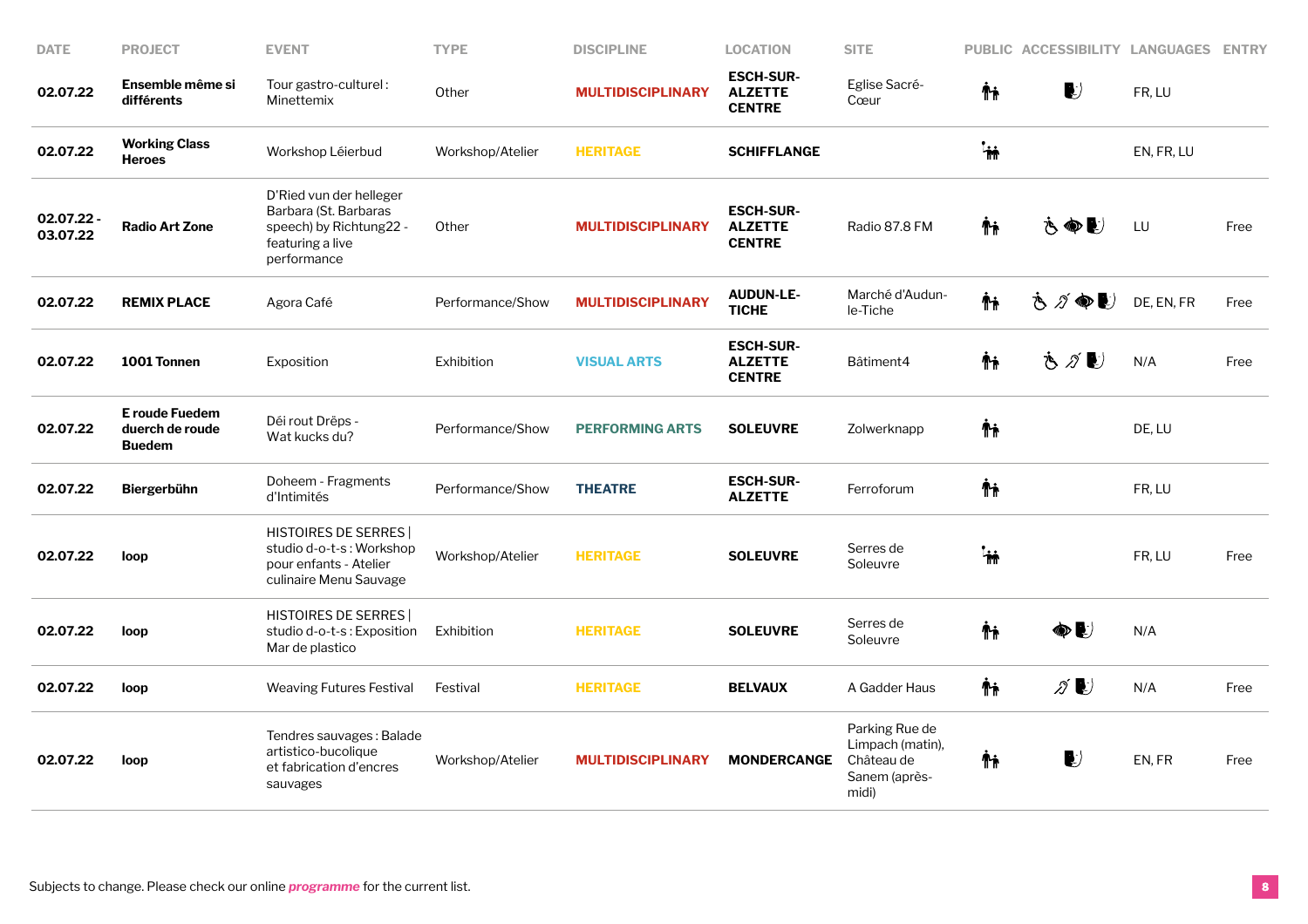| DATE | PROJECT | EVENT | TYPE | DISCIPLINE | LOCATION | SITE | PUBLIC | ACCESSIBILITY | LANGUAGES | ENTRY |
|---|---|---|---|---|---|---|---|---|---|---|
| **02.07.22** | **Ensemble même si différents** | Tour gastro-culturel : Minettemix | Other | **MULTIDISCIPLINARY** | **ESCH-SUR-ALZETTE CENTRE** | Eglise Sacré-Cœur | | | FR, LU | |
| **02.07.22** | **Working Class Heroes** | Workshop Léierbud | Workshop/Atelier | **HERITAGE** | **SCHIFFLANGE** | | | | EN, FR, LU | |
| **02.07.22 - 03.07.22** | **Radio Art Zone** | D'Ried vun der helleger Barbara (St. Barbaras speech) by Richtung22 - featuring a live performance | Other | **MULTIDISCIPLINARY** | **ESCH-SUR-ALZETTE CENTRE** | Radio 87.8 FM | | | LU | Free |
| **02.07.22** | **REMIX PLACE** | Agora Café | Performance/Show | **MULTIDISCIPLINARY** | **AUDUN-LE-TICHE** | Marché d'Audun-le-Tiche | | | DE, EN, FR | Free |
| **02.07.22** | **1001 Tonnen** | Exposition | Exhibition | **VISUAL ARTS** | **ESCH-SUR-ALZETTE CENTRE** | Bâtiment4 | | | N/A | Free |
| **02.07.22** | **E roude Fuedem duerch de roude Buedem** | Déi rout Drëps - Wat kucks du? | Performance/Show | **PERFORMING ARTS** | **SOLEUVRE** | Zolwerknapp | | | DE, LU | |
| **02.07.22** | **Biergerbühn** | Doheem - Fragments d'Intimités | Performance/Show | **THEATRE** | **ESCH-SUR-ALZETTE** | Ferroforum | | | FR, LU | |
| **02.07.22** | **loop** | HISTOIRES DE SERRES \| studio d-o-t-s : Workshop pour enfants - Atelier culinaire Menu Sauvage | Workshop/Atelier | **HERITAGE** | **SOLEUVRE** | Serres de Soleuvre | | | FR, LU | Free |
| **02.07.22** | **loop** | HISTOIRES DE SERRES \| studio d-o-t-s : Exposition Mar de plastico | Exhibition | **HERITAGE** | **SOLEUVRE** | Serres de Soleuvre | | | N/A | |
| **02.07.22** | **loop** | Weaving Futures Festival | Festival | **HERITAGE** | **BELVAUX** | A Gadder Haus | | | N/A | Free |
| **02.07.22** | **loop** | Tendres sauvages : Balade artistico-bucolique et fabrication d'encres sauvages | Workshop/Atelier | **MULTIDISCIPLINARY** | **MONDERCANGE** | Parking Rue de Limpach (matin), Château de Sanem (après-midi) | | | EN, FR | Free |

Subjects to change. Please check our online ***programme*** for the current list.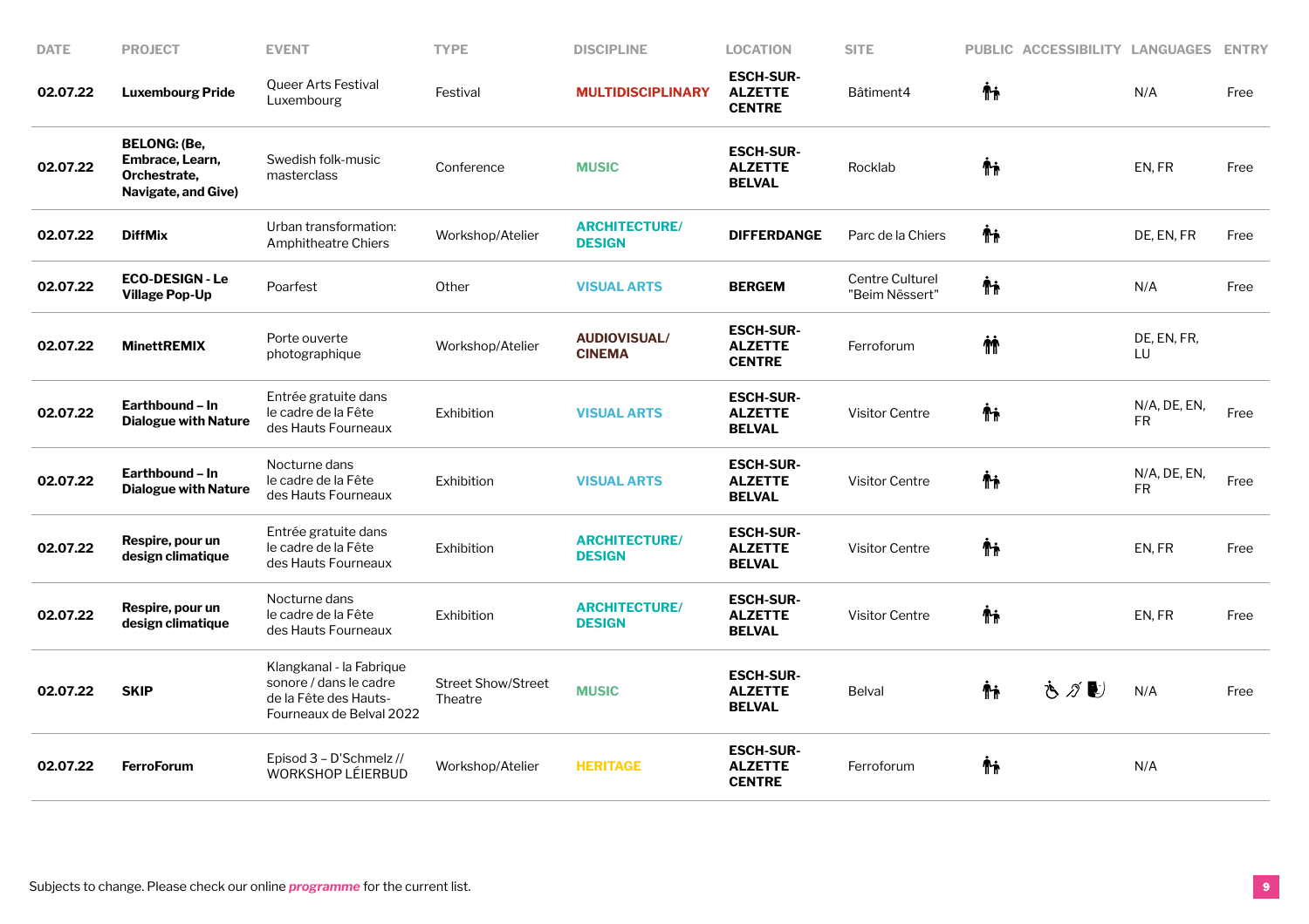| DATE | PROJECT | EVENT | TYPE | DISCIPLINE | LOCATION | SITE | PUBLIC | ACCESSIBILITY | LANGUAGES | ENTRY |
|---|---|---|---|---|---|---|---|---|---|---|
| **02.07.22** | **Luxembourg Pride** | Queer Arts Festival Luxembourg | Festival | **MULTIDISCIPLINARY** | **ESCH-SUR-ALZETTE CENTRE** | Bâtiment4 | | | N/A | Free |
| **02.07.22** | **BELONG: (Be, Embrace, Learn, Orchestrate, Navigate, and Give)** | Swedish folk-music masterclass | Conference | **MUSIC** | **ESCH-SUR-ALZETTE BELVAL** | Rocklab | | | EN, FR | Free |
| **02.07.22** | **DiffMix** | Urban transformation: Amphitheatre Chiers | Workshop/Atelier | **ARCHITECTURE/ DESIGN** | **DIFFERDANGE** | Parc de la Chiers | | | DE, EN, FR | Free |
| **02.07.22** | **ECO-DESIGN - Le Village Pop-Up** | Poarfest | Other | **VISUAL ARTS** | **BERGEM** | Centre Culturel "Beim Nëssert" | | | N/A | Free |
| **02.07.22** | **MinettREMIX** | Porte ouverte photographique | Workshop/Atelier | **AUDIOVISUAL/ CINEMA** | **ESCH-SUR-ALZETTE CENTRE** | Ferroforum | | | DE, EN, FR, LU | |
| **02.07.22** | **Earthbound – In Dialogue with Nature** | Entrée gratuite dans le cadre de la Fête des Hauts Fourneaux | Exhibition | **VISUAL ARTS** | **ESCH-SUR-ALZETTE BELVAL** | Visitor Centre | | | N/A, DE, EN, FR | Free |
| **02.07.22** | **Earthbound – In Dialogue with Nature** | Nocturne dans le cadre de la Fête des Hauts Fourneaux | Exhibition | **VISUAL ARTS** | **ESCH-SUR-ALZETTE BELVAL** | Visitor Centre | | | N/A, DE, EN, FR | Free |
| **02.07.22** | **Respire, pour un design climatique** | Entrée gratuite dans le cadre de la Fête des Hauts Fourneaux | Exhibition | **ARCHITECTURE/ DESIGN** | **ESCH-SUR-ALZETTE BELVAL** | Visitor Centre | | | EN, FR | Free |
| **02.07.22** | **Respire, pour un design climatique** | Nocturne dans le cadre de la Fête des Hauts Fourneaux | Exhibition | **ARCHITECTURE/ DESIGN** | **ESCH-SUR-ALZETTE BELVAL** | Visitor Centre | | | EN, FR | Free |
| **02.07.22** | **SKIP** | Klangkanal - la Fabrique sonore / dans le cadre de la Fête des Hauts-Fourneaux de Belval 2022 | Street Show/Street Theatre | **MUSIC** | **ESCH-SUR-ALZETTE BELVAL** | Belval | | | N/A | Free |
| **02.07.22** | **FerroForum** | Episod 3 – D'Schmelz // WORKSHOP LÉIERBUD | Workshop/Atelier | **HERITAGE** | **ESCH-SUR-ALZETTE CENTRE** | Ferroforum | | | N/A | |

Subjects to change. Please check our online ***programme*** for the current list.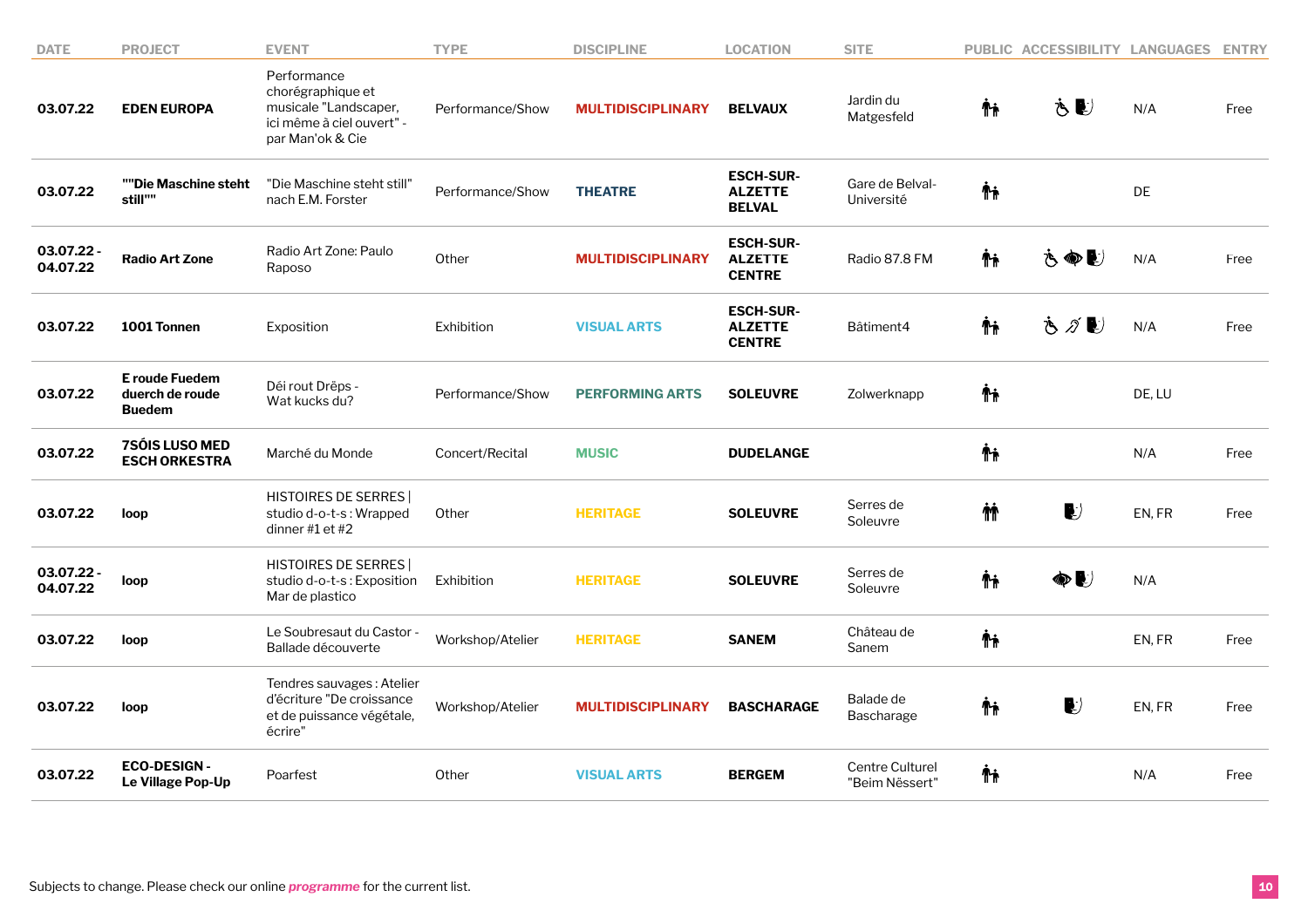| DATE | PROJECT | EVENT | TYPE | DISCIPLINE | LOCATION | SITE | PUBLIC | ACCESSIBILITY | LANGUAGES | ENTRY |
|---|---|---|---|---|---|---|---|---|---|---|
| 03.07.22 | **EDEN EUROPA** | Performance chorégraphique et musicale "Landscaper, ici même à ciel ouvert" - par Man'ok & Cie | Performance/Show | **MULTIDISCIPLINARY** | **BELVAUX** | Jardin du Matgesfeld | | | N/A | Free |
| 03.07.22 | **""Die Maschine steht still""** | "Die Maschine steht still" nach E.M. Forster | Performance/Show | **THEATRE** | **ESCH-SUR-ALZETTE BELVAL** | Gare de Belval-Université | | | DE | |
| 03.07.22 - 04.07.22 | **Radio Art Zone** | Radio Art Zone: Paulo Raposo | Other | **MULTIDISCIPLINARY** | **ESCH-SUR-ALZETTE CENTRE** | Radio 87.8 FM | | | N/A | Free |
| 03.07.22 | **1001 Tonnen** | Exposition | Exhibition | **VISUAL ARTS** | **ESCH-SUR-ALZETTE CENTRE** | Bâtiment4 | | | N/A | Free |
| 03.07.22 | **E roude Fuedem duerch de roude Buedem** | Déi rout Drëps - Wat kucks du? | Performance/Show | **PERFORMING ARTS** | **SOLEUVRE** | Zolwerknapp | | | DE, LU | |
| 03.07.22 | **7SÓIS LUSO MED ESCH ORKESTRA** | Marché du Monde | Concert/Recital | **MUSIC** | **DUDELANGE** | | | | N/A | Free |
| 03.07.22 | **loop** | HISTOIRES DE SERRES \| studio d-o-t-s : Wrapped dinner #1 et #2 | Other | **HERITAGE** | **SOLEUVRE** | Serres de Soleuvre | | | EN, FR | Free |
| 03.07.22 - 04.07.22 | **loop** | HISTOIRES DE SERRES \| studio d-o-t-s : Exposition Mar de plastico | Exhibition | **HERITAGE** | **SOLEUVRE** | Serres de Soleuvre | | | N/A | |
| 03.07.22 | **loop** | Le Soubresaut du Castor - Ballade découverte | Workshop/Atelier | **HERITAGE** | **SANEM** | Château de Sanem | | | EN, FR | Free |
| 03.07.22 | **loop** | Tendres sauvages : Atelier d'écriture "De croissance et de puissance végétale, écrire" | Workshop/Atelier | **MULTIDISCIPLINARY** | **BASCHARAGE** | Balade de Bascharage | | | EN, FR | Free |
| 03.07.22 | **ECO-DESIGN - Le Village Pop-Up** | Poarfest | Other | **VISUAL ARTS** | **BERGEM** | Centre Culturel "Beim Nëssert" | | | N/A | Free |

Subjects to change. Please check our online ***programme*** for the current list.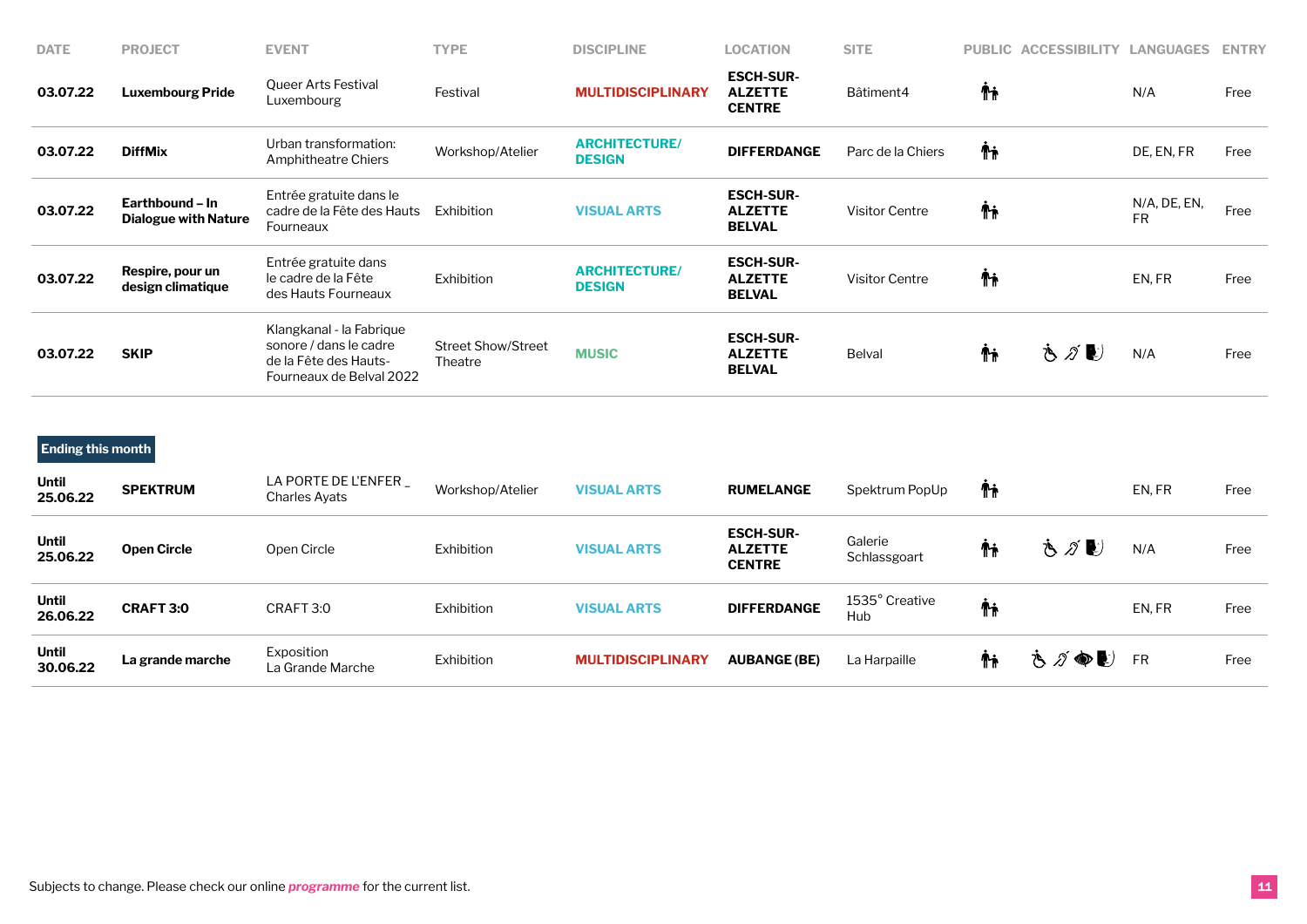| DATE | PROJECT | EVENT | TYPE | DISCIPLINE | LOCATION | SITE | PUBLIC | ACCESSIBILITY | LANGUAGES | ENTRY |
|---|---|---|---|---|---|---|---|---|---|---|
| **03.07.22** | **Luxembourg Pride** | Queer Arts Festival Luxembourg | Festival | **MULTIDISCIPLINARY** | **ESCH-SUR-ALZETTE CENTRE** | Bâtiment4 | | | N/A | Free |
| **03.07.22** | **DiffMix** | Urban transformation: Amphitheatre Chiers | Workshop/Atelier | **ARCHITECTURE/ DESIGN** | **DIFFERDANGE** | Parc de la Chiers | | | DE, EN, FR | Free |
| **03.07.22** | **Earthbound – In Dialogue with Nature** | Entrée gratuite dans le cadre de la Fête des Hauts Fourneaux | Exhibition | **VISUAL ARTS** | **ESCH-SUR-ALZETTE BELVAL** | Visitor Centre | | | N/A, DE, EN, FR | Free |
| **03.07.22** | **Respire, pour un design climatique** | Entrée gratuite dans le cadre de la Fête des Hauts Fourneaux | Exhibition | **ARCHITECTURE/ DESIGN** | **ESCH-SUR-ALZETTE BELVAL** | Visitor Centre | | | EN, FR | Free |
| **03.07.22** | **SKIP** | Klangkanal - la Fabrique sonore / dans le cadre de la Fête des Hauts-Fourneaux de Belval 2022 | Street Show/Street Theatre | **MUSIC** | **ESCH-SUR-ALZETTE BELVAL** | Belval | | | N/A | Free |

**Ending this month**

| DATE | PROJECT | EVENT | TYPE | DISCIPLINE | LOCATION | SITE | PUBLIC | ACCESSIBILITY | LANGUAGES | ENTRY |
|---|---|---|---|---|---|---|---|---|---|---|
| **Until 25.06.22** | **SPEKTRUM** | LA PORTE DE L'ENFER _ Charles Ayats | Workshop/Atelier | **VISUAL ARTS** | **RUMELANGE** | Spektrum PopUp | | | EN, FR | Free |
| **Until 25.06.22** | **Open Circle** | Open Circle | Exhibition | **VISUAL ARTS** | **ESCH-SUR-ALZETTE CENTRE** | Galerie Schlassgoart | | | N/A | Free |
| **Until 26.06.22** | **CRAFT 3:0** | CRAFT 3:0 | Exhibition | **VISUAL ARTS** | **DIFFERDANGE** | 1535° Creative Hub | | | EN, FR | Free |
| **Until 30.06.22** | **La grande marche** | Exposition La Grande Marche | Exhibition | **MULTIDISCIPLINARY** | **AUBANGE (BE)** | La Harpaille | | | FR | Free |

Subjects to change. Please check our online ***programme*** for the current list.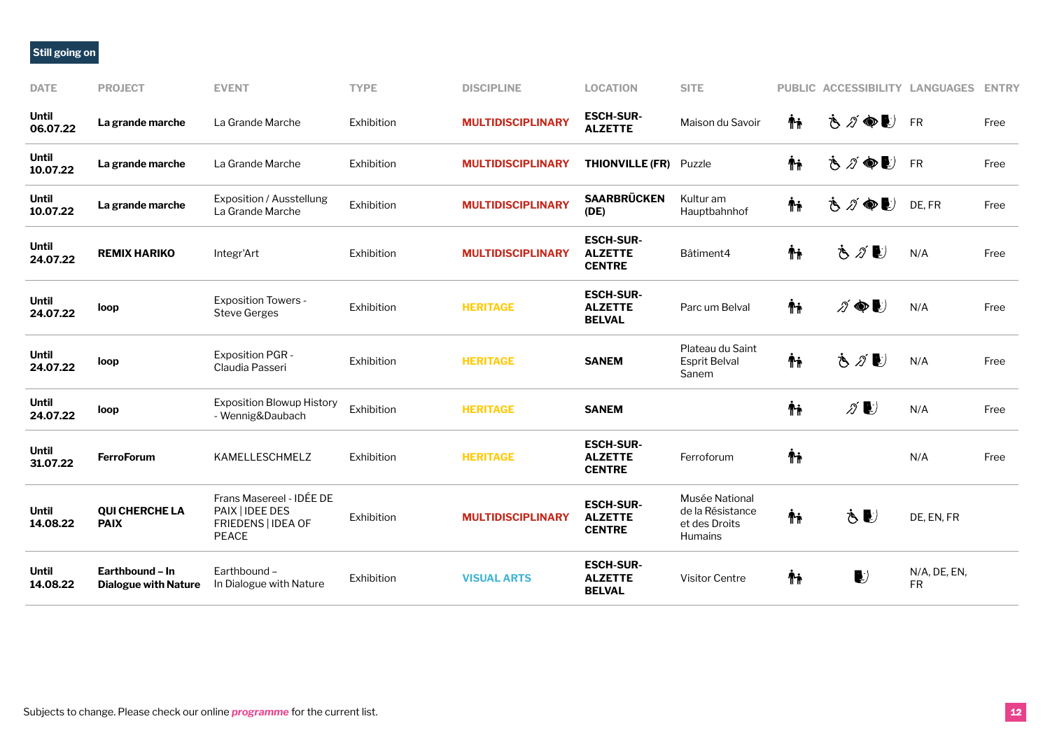**Still going on**

| DATE | PROJECT | EVENT | TYPE | DISCIPLINE | LOCATION | SITE | PUBLIC | ACCESSIBILITY | LANGUAGES | ENTRY |
|---|---|---|---|---|---|---|---|---|---|---|
| Until 06.07.22 | La grande marche | La Grande Marche | Exhibition | MULTIDISCIPLINARY | ESCH-SUR-ALZETTE | Maison du Savoir | | | FR | Free |
| Until 10.07.22 | La grande marche | La Grande Marche | Exhibition | MULTIDISCIPLINARY | THIONVILLE (FR) | Puzzle | | | FR | Free |
| Until 10.07.22 | La grande marche | Exposition / Ausstellung La Grande Marche | Exhibition | MULTIDISCIPLINARY | SAARBRÜCKEN (DE) | Kultur am Hauptbahnhof | | | DE, FR | Free |
| Until 24.07.22 | REMIX HARIKO | Integr'Art | Exhibition | MULTIDISCIPLINARY | ESCH-SUR-ALZETTE CENTRE | Bâtiment4 | | | N/A | Free |
| Until 24.07.22 | loop | Exposition Towers - Steve Gerges | Exhibition | HERITAGE | ESCH-SUR-ALZETTE BELVAL | Parc um Belval | | | N/A | Free |
| Until 24.07.22 | loop | Exposition PGR - Claudia Passeri | Exhibition | HERITAGE | SANEM | Plateau du Saint Esprit Belval Sanem | | | N/A | Free |
| Until 24.07.22 | loop | Exposition Blowup History - Wennig&Daubach | Exhibition | HERITAGE | SANEM | | | | N/A | Free |
| Until 31.07.22 | FerroForum | KAMELLESCHMELZ | Exhibition | HERITAGE | ESCH-SUR-ALZETTE CENTRE | Ferroforum | | | N/A | Free |
| Until 14.08.22 | QUI CHERCHE LA PAIX | Frans Masereel - IDÉE DE PAIX \| IDEE DES FRIEDENS \| IDEA OF PEACE | Exhibition | MULTIDISCIPLINARY | ESCH-SUR-ALZETTE CENTRE | Musée National de la Résistance et des Droits Humains | | | DE, EN, FR | |
| Until 14.08.22 | Earthbound – In Dialogue with Nature | Earthbound – In Dialogue with Nature | Exhibition | VISUAL ARTS | ESCH-SUR-ALZETTE BELVAL | Visitor Centre | | | N/A, DE, EN, FR | |

Subjects to change. Please check our online ***programme*** for the current list.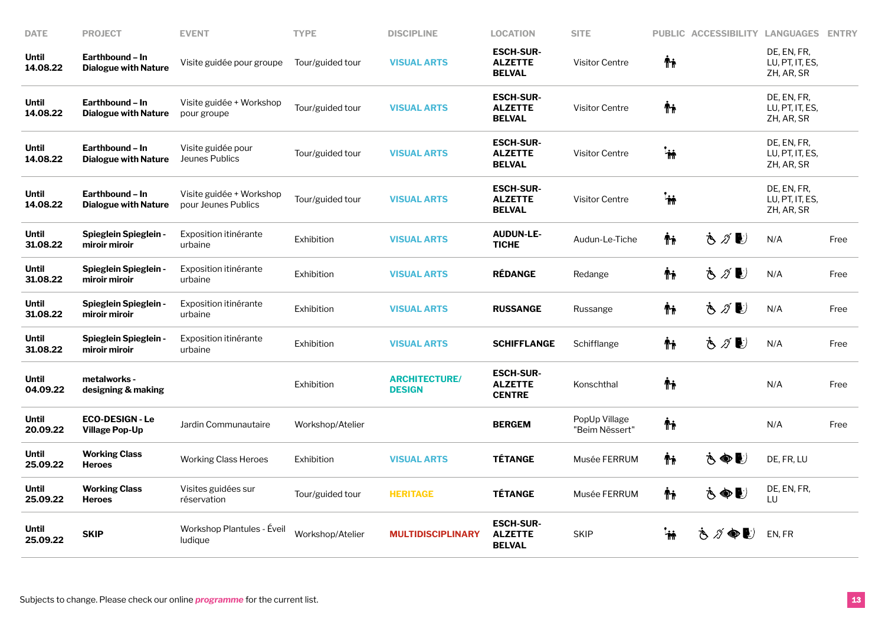| DATE | PROJECT | EVENT | TYPE | DISCIPLINE | LOCATION | SITE | PUBLIC | ACCESSIBILITY | LANGUAGES | ENTRY |
|---|---|---|---|---|---|---|---|---|---|---|
| **Until 14.08.22** | **Earthbound – In Dialogue with Nature** | Visite guidée pour groupe | Tour/guided tour | **VISUAL ARTS** | **ESCH-SUR-ALZETTE BELVAL** | Visitor Centre | | | DE, EN, FR, LU, PT, IT, ES, ZH, AR, SR | |
| **Until 14.08.22** | **Earthbound – In Dialogue with Nature** | Visite guidée + Workshop pour groupe | Tour/guided tour | **VISUAL ARTS** | **ESCH-SUR-ALZETTE BELVAL** | Visitor Centre | | | DE, EN, FR, LU, PT, IT, ES, ZH, AR, SR | |
| **Until 14.08.22** | **Earthbound – In Dialogue with Nature** | Visite guidée pour Jeunes Publics | Tour/guided tour | **VISUAL ARTS** | **ESCH-SUR-ALZETTE BELVAL** | Visitor Centre | | | DE, EN, FR, LU, PT, IT, ES, ZH, AR, SR | |
| **Until 14.08.22** | **Earthbound – In Dialogue with Nature** | Visite guidée + Workshop pour Jeunes Publics | Tour/guided tour | **VISUAL ARTS** | **ESCH-SUR-ALZETTE BELVAL** | Visitor Centre | | | DE, EN, FR, LU, PT, IT, ES, ZH, AR, SR | |
| **Until 31.08.22** | **Spieglein Spieglein - miroir miroir** | Exposition itinérante urbaine | Exhibition | **VISUAL ARTS** | **AUDUN-LE-TICHE** | Audun-Le-Tiche | | | N/A | Free |
| **Until 31.08.22** | **Spieglein Spieglein - miroir miroir** | Exposition itinérante urbaine | Exhibition | **VISUAL ARTS** | **RÉDANGE** | Redange | | | N/A | Free |
| **Until 31.08.22** | **Spieglein Spieglein - miroir miroir** | Exposition itinérante urbaine | Exhibition | **VISUAL ARTS** | **RUSSANGE** | Russange | | | N/A | Free |
| **Until 31.08.22** | **Spieglein Spieglein - miroir miroir** | Exposition itinérante urbaine | Exhibition | **VISUAL ARTS** | **SCHIFFLANGE** | Schifflange | | | N/A | Free |
| **Until 04.09.22** | **metalworks - designing & making** | | Exhibition | **ARCHITECTURE/ DESIGN** | **ESCH-SUR-ALZETTE CENTRE** | Konschthal | | | N/A | Free |
| **Until 20.09.22** | **ECO-DESIGN - Le Village Pop-Up** | Jardin Communautaire | Workshop/Atelier | | **BERGEM** | PopUp Village "Beim Nëssert" | | | N/A | Free |
| **Until 25.09.22** | **Working Class Heroes** | Working Class Heroes | Exhibition | **VISUAL ARTS** | **TÉTANGE** | Musée FERRUM | | | DE, FR, LU | |
| **Until 25.09.22** | **Working Class Heroes** | Visites guidées sur réservation | Tour/guided tour | **HERITAGE** | **TÉTANGE** | Musée FERRUM | | | DE, EN, FR, LU | |
| **Until 25.09.22** | **SKIP** | Workshop Plantules - Éveil ludique | Workshop/Atelier | **MULTIDISCIPLINARY** | **ESCH-SUR-ALZETTE BELVAL** | SKIP | | | EN, FR | |

Subjects to change. Please check our online ***programme*** for the current list.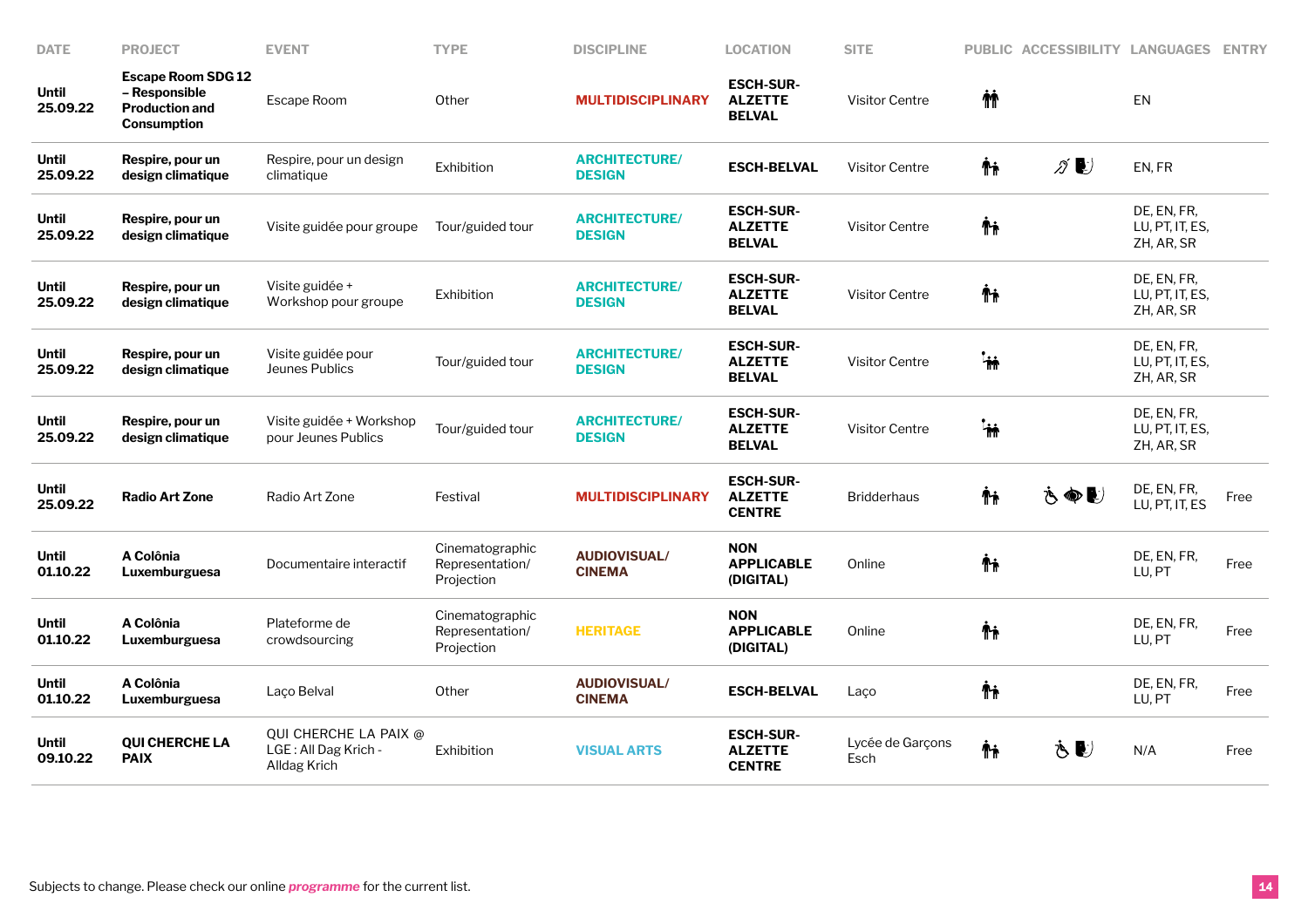| DATE | PROJECT | EVENT | TYPE | DISCIPLINE | LOCATION | SITE | PUBLIC | ACCESSIBILITY | LANGUAGES | ENTRY |
|---|---|---|---|---|---|---|---|---|---|---|
| **Until 25.09.22** | **Escape Room SDG 12 – Responsible Production and Consumption** | Escape Room | Other | **MULTIDISCIPLINARY** | **ESCH-SUR-ALZETTE BELVAL** | Visitor Centre | | | EN | |
| **Until 25.09.22** | **Respire, pour un design climatique** | Respire, pour un design climatique | Exhibition | **ARCHITECTURE/ DESIGN** | **ESCH-BELVAL** | Visitor Centre | | | EN, FR | |
| **Until 25.09.22** | **Respire, pour un design climatique** | Visite guidée pour groupe | Tour/guided tour | **ARCHITECTURE/ DESIGN** | **ESCH-SUR-ALZETTE BELVAL** | Visitor Centre | | | DE, EN, FR, LU, PT, IT, ES, ZH, AR, SR | |
| **Until 25.09.22** | **Respire, pour un design climatique** | Visite guidée + Workshop pour groupe | Exhibition | **ARCHITECTURE/ DESIGN** | **ESCH-SUR-ALZETTE BELVAL** | Visitor Centre | | | DE, EN, FR, LU, PT, IT, ES, ZH, AR, SR | |
| **Until 25.09.22** | **Respire, pour un design climatique** | Visite guidée pour Jeunes Publics | Tour/guided tour | **ARCHITECTURE/ DESIGN** | **ESCH-SUR-ALZETTE BELVAL** | Visitor Centre | | | DE, EN, FR, LU, PT, IT, ES, ZH, AR, SR | |
| **Until 25.09.22** | **Respire, pour un design climatique** | Visite guidée + Workshop pour Jeunes Publics | Tour/guided tour | **ARCHITECTURE/ DESIGN** | **ESCH-SUR-ALZETTE BELVAL** | Visitor Centre | | | DE, EN, FR, LU, PT, IT, ES, ZH, AR, SR | |
| **Until 25.09.22** | **Radio Art Zone** | Radio Art Zone | Festival | **MULTIDISCIPLINARY** | **ESCH-SUR-ALZETTE CENTRE** | Bridderhaus | | | DE, EN, FR, LU, PT, IT, ES | Free |
| **Until 01.10.22** | **A Colônia Luxemburguesa** | Documentaire interactif | Cinematographic Representation/ Projection | **AUDIOVISUAL/ CINEMA** | **NON APPLICABLE (DIGITAL)** | Online | | | DE, EN, FR, LU, PT | Free |
| **Until 01.10.22** | **A Colônia Luxemburguesa** | Plateforme de crowdsourcing | Cinematographic Representation/ Projection | **HERITAGE** | **NON APPLICABLE (DIGITAL)** | Online | | | DE, EN, FR, LU, PT | Free |
| **Until 01.10.22** | **A Colônia Luxemburguesa** | Laço Belval | Other | **AUDIOVISUAL/ CINEMA** | **ESCH-BELVAL** | Laço | | | DE, EN, FR, LU, PT | Free |
| **Until 09.10.22** | **QUI CHERCHE LA PAIX** | QUI CHERCHE LA PAIX @ LGE : All Dag Krich - Alldag Krich | Exhibition | **VISUAL ARTS** | **ESCH-SUR-ALZETTE CENTRE** | Lycée de Garçons Esch | | | N/A | Free |

Subjects to change. Please check our online ***programme*** for the current list.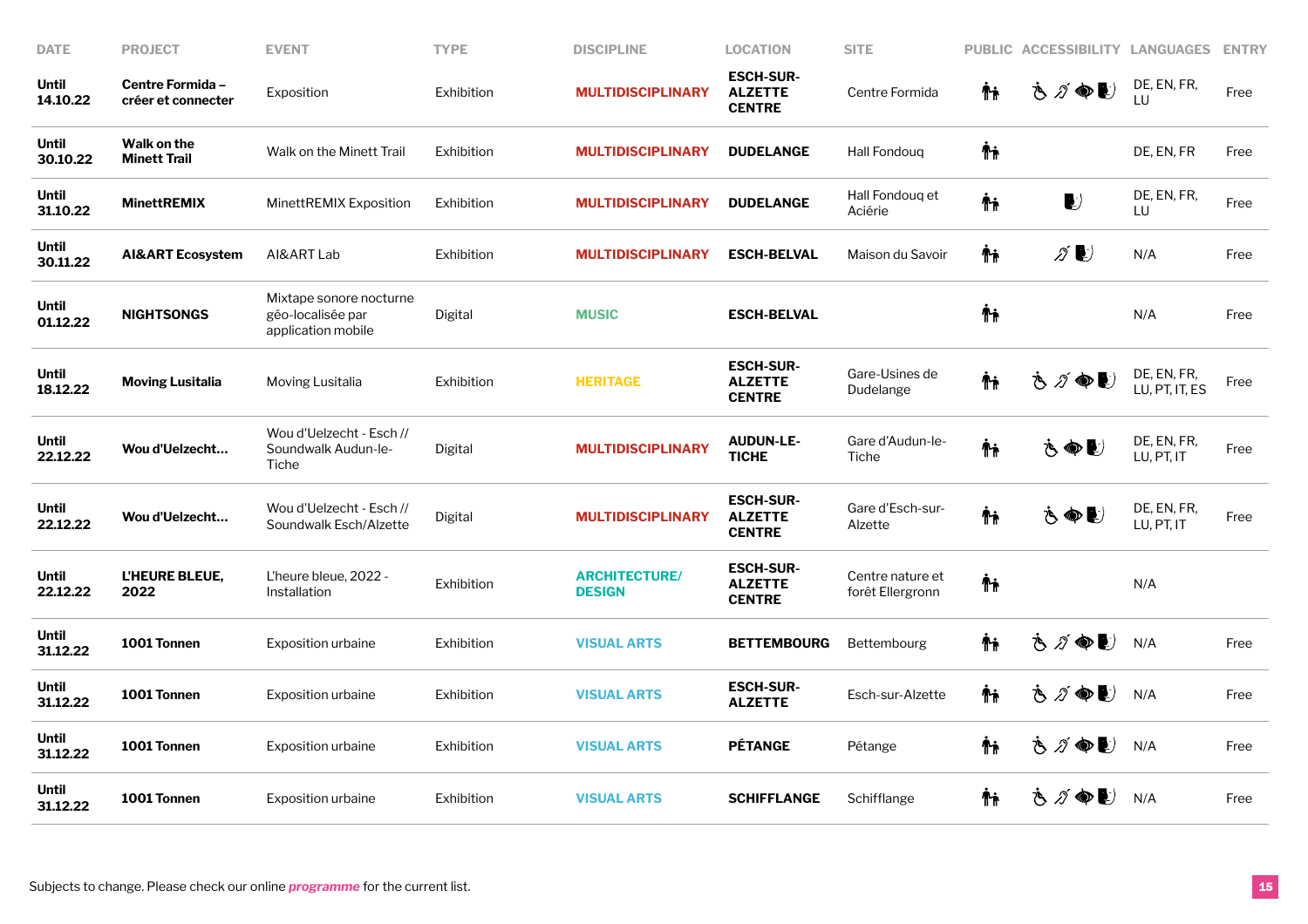| DATE | PROJECT | EVENT | TYPE | DISCIPLINE | LOCATION | SITE | PUBLIC | ACCESSIBILITY | LANGUAGES | ENTRY |
|---|---|---|---|---|---|---|---|---|---|---|
| **Until 14.10.22** | **Centre Formida – créer et connecter** | Exposition | Exhibition | **MULTIDISCIPLINARY** | **ESCH-SUR-ALZETTE CENTRE** | Centre Formida | | | DE, EN, FR, LU | Free |
| **Until 30.10.22** | **Walk on the Minett Trail** | Walk on the Minett Trail | Exhibition | **MULTIDISCIPLINARY** | **DUDELANGE** | Hall Fondouq | | | DE, EN, FR | Free |
| **Until 31.10.22** | **MinettREMIX** | MinettREMIX Exposition | Exhibition | **MULTIDISCIPLINARY** | **DUDELANGE** | Hall Fondouq et Aciérie | | | DE, EN, FR, LU | Free |
| **Until 30.11.22** | **AI&ART Ecosystem** | AI&ART Lab | Exhibition | **MULTIDISCIPLINARY** | **ESCH-BELVAL** | Maison du Savoir | | | N/A | Free |
| **Until 01.12.22** | **NIGHTSONGS** | Mixtape sonore nocturne géo-localisée par application mobile | Digital | **MUSIC** | **ESCH-BELVAL** | | | | N/A | Free |
| **Until 18.12.22** | **Moving Lusitalia** | Moving Lusitalia | Exhibition | **HERITAGE** | **ESCH-SUR-ALZETTE CENTRE** | Gare-Usines de Dudelange | | | DE, EN, FR, LU, PT, IT, ES | Free |
| **Until 22.12.22** | **Wou d'Uelzecht...** | Wou d'Uelzecht - Esch // Soundwalk Audun-le-Tiche | Digital | **MULTIDISCIPLINARY** | **AUDUN-LE-TICHE** | Gare d'Audun-le-Tiche | | | DE, EN, FR, LU, PT, IT | Free |
| **Until 22.12.22** | **Wou d'Uelzecht...** | Wou d'Uelzecht - Esch // Soundwalk Esch/Alzette | Digital | **MULTIDISCIPLINARY** | **ESCH-SUR-ALZETTE CENTRE** | Gare d'Esch-sur-Alzette | | | DE, EN, FR, LU, PT, IT | Free |
| **Until 22.12.22** | **L'HEURE BLEUE, 2022** | L'heure bleue, 2022 - Installation | Exhibition | **ARCHITECTURE/ DESIGN** | **ESCH-SUR-ALZETTE CENTRE** | Centre nature et forêt Ellergronn | | | N/A | |
| **Until 31.12.22** | **1001 Tonnen** | Exposition urbaine | Exhibition | **VISUAL ARTS** | **BETTEMBOURG** | Bettembourg | | | N/A | Free |
| **Until 31.12.22** | **1001 Tonnen** | Exposition urbaine | Exhibition | **VISUAL ARTS** | **ESCH-SUR-ALZETTE** | Esch-sur-Alzette | | | N/A | Free |
| **Until 31.12.22** | **1001 Tonnen** | Exposition urbaine | Exhibition | **VISUAL ARTS** | **PÉTANGE** | Pétange | | | N/A | Free |
| **Until 31.12.22** | **1001 Tonnen** | Exposition urbaine | Exhibition | **VISUAL ARTS** | **SCHIFFLANGE** | Schifflange | | | N/A | Free |

Subjects to change. Please check our online ***programme*** for the current list.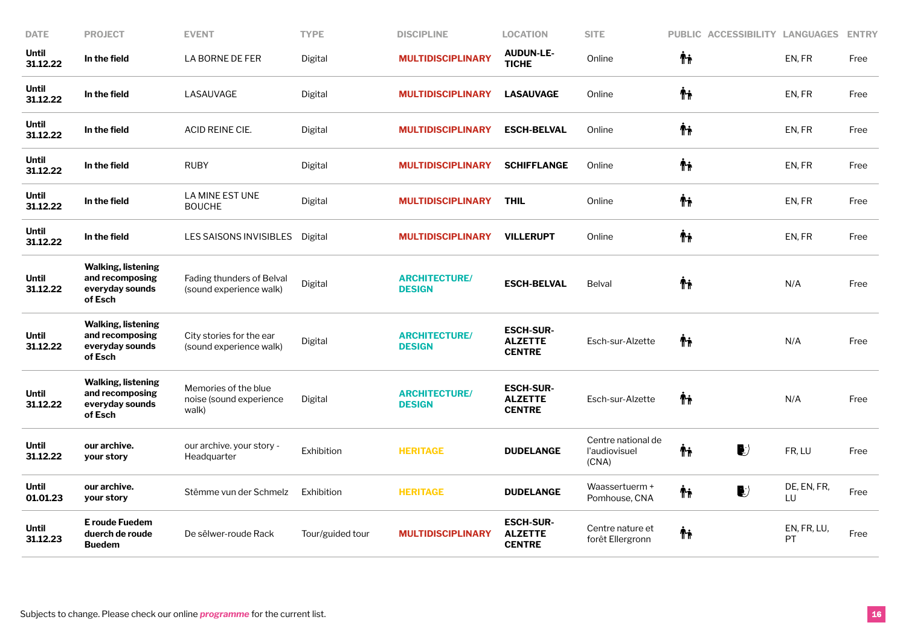| DATE | PROJECT | EVENT | TYPE | DISCIPLINE | LOCATION | SITE | PUBLIC | ACCESSIBILITY | LANGUAGES | ENTRY |
|---|---|---|---|---|---|---|---|---|---|---|
| Until 31.12.22 | In the field | LA BORNE DE FER | Digital | MULTIDISCIPLINARY | AUDUN-LE-TICHE | Online | | | EN, FR | Free |
| Until 31.12.22 | In the field | LASAUVAGE | Digital | MULTIDISCIPLINARY | LASAUVAGE | Online | | | EN, FR | Free |
| Until 31.12.22 | In the field | ACID REINE CIE. | Digital | MULTIDISCIPLINARY | ESCH-BELVAL | Online | | | EN, FR | Free |
| Until 31.12.22 | In the field | RUBY | Digital | MULTIDISCIPLINARY | SCHIFFLANGE | Online | | | EN, FR | Free |
| Until 31.12.22 | In the field | LA MINE EST UNE BOUCHE | Digital | MULTIDISCIPLINARY | THIL | Online | | | EN, FR | Free |
| Until 31.12.22 | In the field | LES SAISONS INVISIBLES | Digital | MULTIDISCIPLINARY | VILLERUPT | Online | | | EN, FR | Free |
| Until 31.12.22 | Walking, listening and recomposing everyday sounds of Esch | Fading thunders of Belval (sound experience walk) | Digital | ARCHITECTURE/ DESIGN | ESCH-BELVAL | Belval | | | N/A | Free |
| Until 31.12.22 | Walking, listening and recomposing everyday sounds of Esch | City stories for the ear (sound experience walk) | Digital | ARCHITECTURE/ DESIGN | ESCH-SUR-ALZETTE CENTRE | Esch-sur-Alzette | | | N/A | Free |
| Until 31.12.22 | Walking, listening and recomposing everyday sounds of Esch | Memories of the blue noise (sound experience walk) | Digital | ARCHITECTURE/ DESIGN | ESCH-SUR-ALZETTE CENTRE | Esch-sur-Alzette | | | N/A | Free |
| Until 31.12.22 | our archive. your story | our archive. your story - Headquarter | Exhibition | HERITAGE | DUDELANGE | Centre national de l'audiovisuel (CNA) | | | FR, LU | Free |
| Until 01.01.23 | our archive. your story | Stëmme vun der Schmelz | Exhibition | HERITAGE | DUDELANGE | Waassertuerm + Pomhouse, CNA | | | DE, EN, FR, LU | Free |
| Until 31.12.23 | E roude Fuedem duerch de roude Buedem | De sëlwer-roude Rack | Tour/guided tour | MULTIDISCIPLINARY | ESCH-SUR-ALZETTE CENTRE | Centre nature et forêt Ellergronn | | | EN, FR, LU, PT | Free |

Subjects to change. Please check our online *programme* for the current list.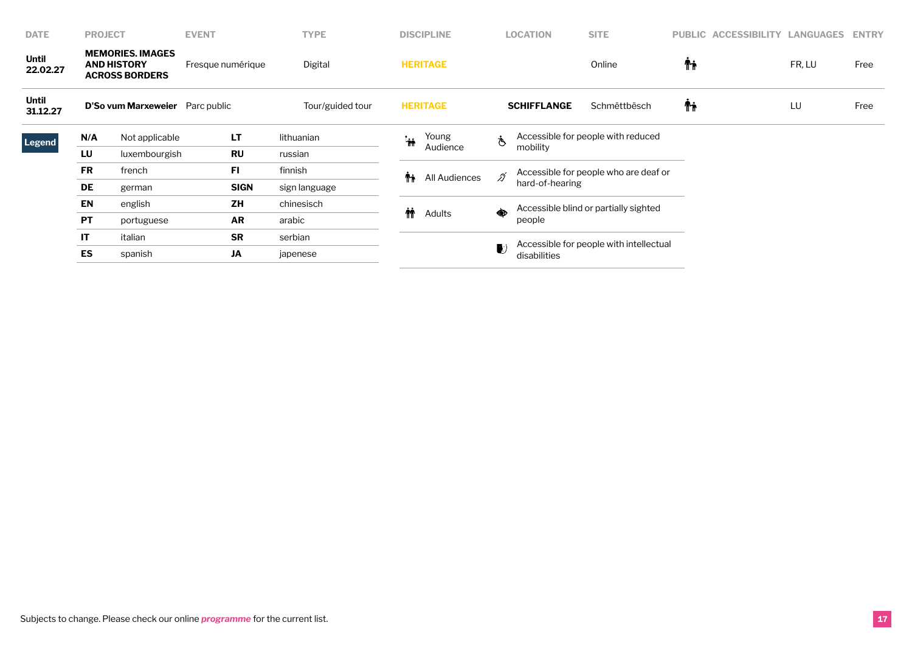| DATE | PROJECT | EVENT | TYPE | DISCIPLINE | LOCATION | SITE | PUBLIC | ACCESSIBILITY | LANGUAGES | ENTRY |
|---|---|---|---|---|---|---|---|---|---|---|
| **Until 22.02.27** | **MEMORIES. IMAGES AND HISTORY ACROSS BORDERS** | Fresque numérique | Digital | **HERITAGE** | | Online | All Audiences | | FR, LU | Free |
| **Until 31.12.27** | **D'So vum Marxeweier** | Parc public | Tour/guided tour | **HERITAGE** | **SCHIFFLANGE** | Schmëttbësch | All Audiences | | LU | Free |

**Legend**

| | | | |
|---|---|---|---|
| **N/A** | Not applicable | **LT** | lithuanian |
| **LU** | luxembourgish | **RU** | russian |
| **FR** | french | **FI** | finnish |
| **DE** | german | **SIGN** | sign language |
| **EN** | english | **ZH** | chinesisch |
| **PT** | portuguese | **AR** | arabic |
| **IT** | italian | **SR** | serbian |
| **ES** | spanish | **JA** | japenese |

| | |
|---|---|
| Young Audience | Accessible for people with reduced mobility |
| All Audiences | Accessible for people who are deaf or hard-of-hearing |
| Adults | Accessible blind or partially sighted people |
| | Accessible for people with intellectual disabilities |

Subjects to change. Please check our online ***programme*** for the current list.